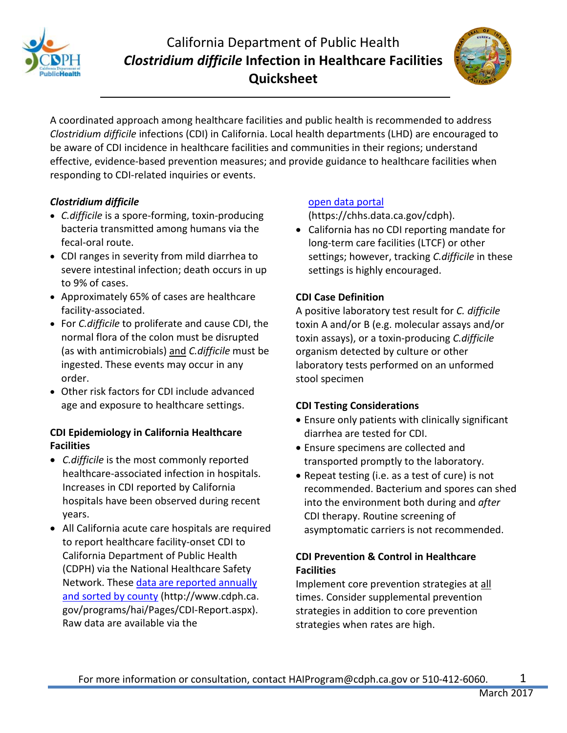# California Department of Public Health *Clostridium difficile* Infection in Healthcare Facilities Quicksheet

A coordinated approach among healthcare facilities and public health is recommended to address *Clostridium difficile* infections (CDI) in California. Local health departments (LHD) are encouraged to be aware of CDI incidence in healthcare facilities and communities in their regions; understand effective, evidence-based prevention measures; and provide guidance to healthcare facilities when responding to CDI-related inquiries or events.

### *Clostridium difficile*

- *C.difficile* is a spore-forming, toxin-producing bacteria transmitted among humans via the fecal-oral route.
- CDI ranges in severity from mild diarrhea to severe intestinal infection; death occurs in up to 9% of cases.
- Approximately 65% of cases are healthcare facility-associated.
- For *C.difficile* to proliferate and cause CDI, the normal flora of the colon must be disrupted (as with antimicrobials) and *C.difficile* must be ingested. These events may occur in any order.
- Other risk factors for CDI include advanced age and exposure to healthcare settings.

### CDI Epidemiology in California Healthcare Facilities

- *C.difficile* is the most commonly reported healthcare-associated infection in hospitals. Increases in CDI reported by California hospitals have been observed during recent years.
- All California acute care hospitals are required to report healthcare facility-onset CDI to California Department of Public Health (CDPH) via the National Healthcare Safety Network. These data are reported annually and sorted by county (http://www.cdph.ca.gov/programs/hai/Pages/CDI-Report.aspx). Raw data are available via the open data portal (https://chhs.data.ca.gov/cdph).
- California has no CDI reporting mandate for long-term care facilities (LTCF) or other settings; however, tracking *C.difficile* in these settings is highly encouraged.

### CDI Case Definition

A positive laboratory test result for *C. difficile* toxin A and/or B (e.g. molecular assays and/or toxin assays), or a toxin-producing *C.difficile* organism detected by culture or other laboratory tests performed on an unformed stool specimen

### CDI Testing Considerations

- Ensure only patients with clinically significant diarrhea are tested for CDI.
- Ensure specimens are collected and transported promptly to the laboratory.
- Repeat testing (i.e. as a test of cure) is not recommended. Bacterium and spores can shed into the environment both during and *after* CDI therapy. Routine screening of asymptomatic carriers is not recommended.

### CDI Prevention & Control in Healthcare Facilities

Implement core prevention strategies at all times. Consider supplemental prevention strategies in addition to core prevention strategies when rates are high.

For more information or consultation, contact HAIProgram@cdph.ca.gov or 510-412-6060.

March 2017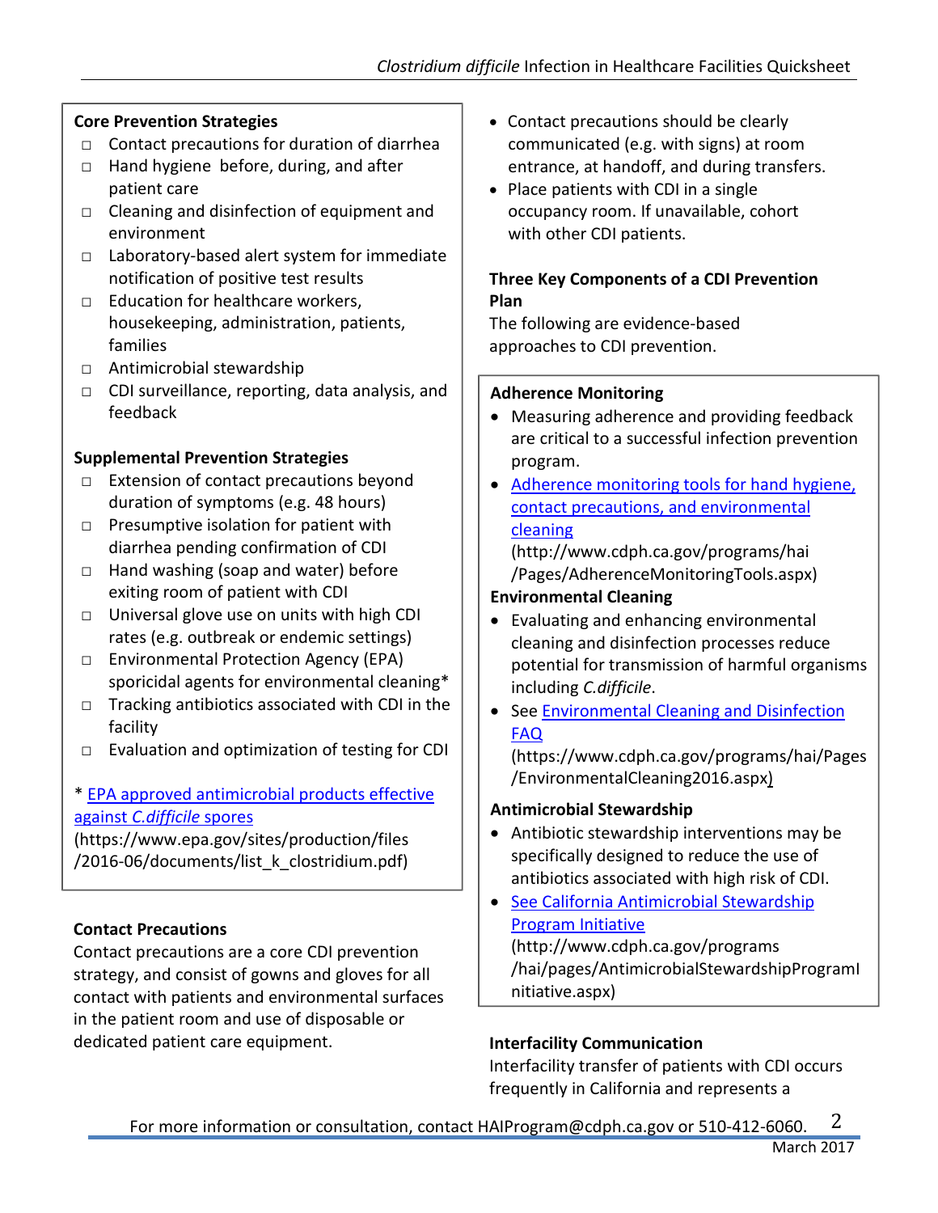### Core Prevention Strategies

- □ Contact precautions for duration of diarrhea
- □ Hand hygiene before, during, and after patient care
- □ Cleaning and disinfection of equipment and environment
- □ Laboratory-based alert system for immediate notification of positive test results
- □ Education for healthcare workers, housekeeping, administration, patients, families
- □ Antimicrobial stewardship
- □ CDI surveillance, reporting, data analysis, and feedback

### Supplemental Prevention Strategies

- □ Extension of contact precautions beyond duration of symptoms (e.g. 48 hours)
- □ Presumptive isolation for patient with diarrhea pending confirmation of CDI
- □ Hand washing (soap and water) before exiting room of patient with CDI
- □ Universal glove use on units with high CDI rates (e.g. outbreak or endemic settings)
- □ Environmental Protection Agency (EPA) sporicidal agents for environmental cleaning*
- □ Tracking antibiotics associated with CDI in the facility
- □ Evaluation and optimization of testing for CDI

* EPA approved antimicrobial products effective against *C.difficile* spores (https://www.epa.gov/sites/production/files/2016-06/documents/list_k_clostridium.pdf)

### Contact Precautions

Contact precautions are a core CDI prevention strategy, and consist of gowns and gloves for all contact with patients and environmental surfaces in the patient room and use of disposable or dedicated patient care equipment.

- Contact precautions should be clearly communicated (e.g. with signs) at room entrance, at handoff, and during transfers.
- Place patients with CDI in a single occupancy room. If unavailable, cohort with other CDI patients.

### Three Key Components of a CDI Prevention Plan

The following are evidence-based approaches to CDI prevention.

**Adherence Monitoring**

- Measuring adherence and providing feedback are critical to a successful infection prevention program.
- Adherence monitoring tools for hand hygiene, contact precautions, and environmental cleaning (http://www.cdph.ca.gov/programs/hai/Pages/AdherenceMonitoringTools.aspx)

**Environmental Cleaning**

- Evaluating and enhancing environmental cleaning and disinfection processes reduce potential for transmission of harmful organisms including *C.difficile*.
- See Environmental Cleaning and Disinfection FAQ (https://www.cdph.ca.gov/programs/hai/Pages/EnvironmentalCleaning2016.aspx)

**Antimicrobial Stewardship**

- Antibiotic stewardship interventions may be specifically designed to reduce the use of antibiotics associated with high risk of CDI.
- See California Antimicrobial Stewardship Program Initiative (http://www.cdph.ca.gov/programs/hai/pages/AntimicrobialStewardshipProgramInitiative.aspx)

### Interfacility Communication

Interfacility transfer of patients with CDI occurs frequently in California and represents a

For more information or consultation, contact HAIProgram@cdph.ca.gov or 510-412-6060.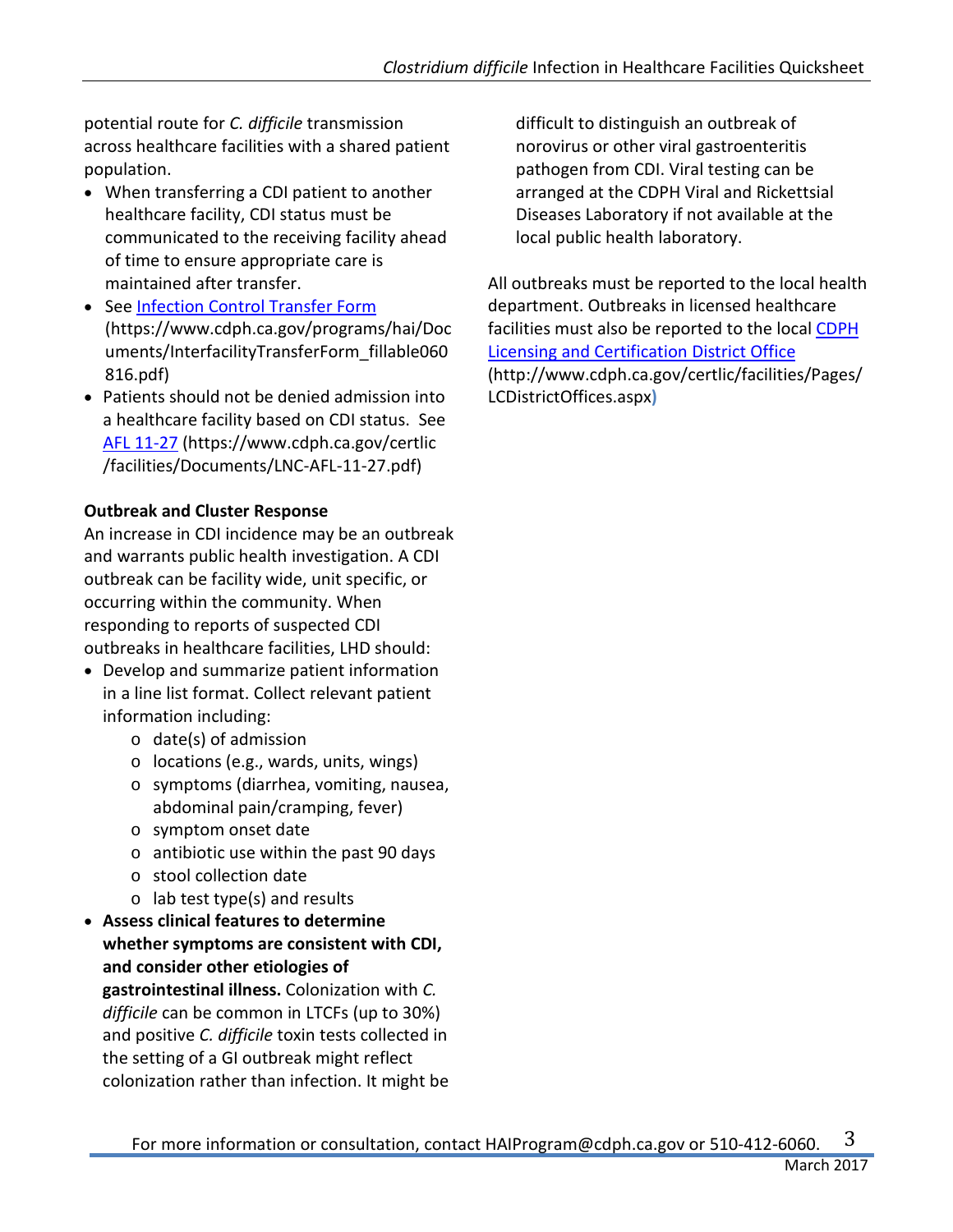potential route for *C. difficile* transmission across healthcare facilities with a shared patient population.

- When transferring a CDI patient to another healthcare facility, CDI status must be communicated to the receiving facility ahead of time to ensure appropriate care is maintained after transfer.
- See [Infection Control Transfer Form](https://www.cdph.ca.gov/programs/hai/Documents/InterfacilityTransferForm_fillable060816.pdf) (https://www.cdph.ca.gov/programs/hai/Documents/InterfacilityTransferForm_fillable060816.pdf)
- Patients should not be denied admission into a healthcare facility based on CDI status. See [AFL 11-27](https://www.cdph.ca.gov/certlic/facilities/Documents/LNC-AFL-11-27.pdf) (https://www.cdph.ca.gov/certlic/facilities/Documents/LNC-AFL-11-27.pdf)

**Outbreak and Cluster Response**

An increase in CDI incidence may be an outbreak and warrants public health investigation. A CDI outbreak can be facility wide, unit specific, or occurring within the community. When responding to reports of suspected CDI outbreaks in healthcare facilities, LHD should:

- Develop and summarize patient information in a line list format. Collect relevant patient information including:
  - date(s) of admission
  - locations (e.g., wards, units, wings)
  - symptoms (diarrhea, vomiting, nausea, abdominal pain/cramping, fever)
  - symptom onset date
  - antibiotic use within the past 90 days
  - stool collection date
  - lab test type(s) and results
- **Assess clinical features to determine whether symptoms are consistent with CDI, and consider other etiologies of gastrointestinal illness.** Colonization with *C. difficile* can be common in LTCFs (up to 30%) and positive *C. difficile* toxin tests collected in the setting of a GI outbreak might reflect colonization rather than infection. It might be difficult to distinguish an outbreak of norovirus or other viral gastroenteritis pathogen from CDI. Viral testing can be arranged at the CDPH Viral and Rickettsial Diseases Laboratory if not available at the local public health laboratory.

All outbreaks must be reported to the local health department. Outbreaks in licensed healthcare facilities must also be reported to the local [CDPH Licensing and Certification District Office](http://www.cdph.ca.gov/certlic/facilities/Pages/LCDistrictOffices.aspx) (http://www.cdph.ca.gov/certlic/facilities/Pages/LCDistrictOffices.aspx)

For more information or consultation, contact HAIProgram@cdph.ca.gov or 510-412-6060.